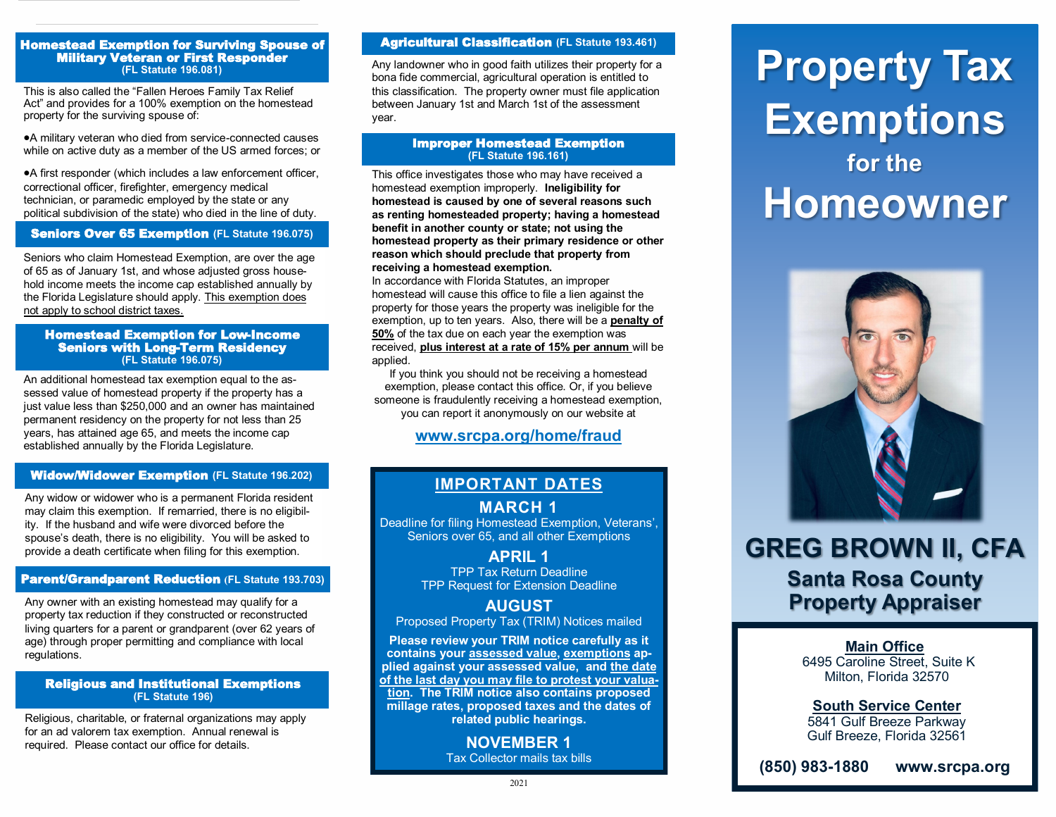### Homestead Exemption for Surviving Spouse of Military Veteran or First Responder
**(FL Statute 196.081)**

This is also called the "Fallen Heroes Family Tax Relief Act" and provides for a 100% exemption on the homestead property for the surviving spouse of:

- A military veteran who died from service-connected causes while on active duty as a member of the US armed forces; or
- A first responder (which includes a law enforcement officer, correctional officer, firefighter, emergency medical technician, or paramedic employed by the state or any political subdivision of the state) who died in the line of duty.

### Seniors Over 65 Exemption (FL Statute 196.075)

Seniors who claim Homestead Exemption, are over the age of 65 as of January 1st, and whose adjusted gross household income meets the income cap established annually by the Florida Legislature should apply. <u>This exemption does not apply to school district taxes.</u>

### Homestead Exemption for Low-Income Seniors with Long-Term Residency
**(FL Statute 196.075)**

An additional homestead tax exemption equal to the assessed value of homestead property if the property has a just value less than $250,000 and an owner has maintained permanent residency on the property for not less than 25 years, has attained age 65, and meets the income cap established annually by the Florida Legislature.

### Widow/Widower Exemption (FL Statute 196.202)

Any widow or widower who is a permanent Florida resident may claim this exemption. If remarried, there is no eligibility. If the husband and wife were divorced before the spouse's death, there is no eligibility. You will be asked to provide a death certificate when filing for this exemption.

### Parent/Grandparent Reduction (FL Statute 193.703)

Any owner with an existing homestead may qualify for a property tax reduction if they constructed or reconstructed living quarters for a parent or grandparent (over 62 years of age) through proper permitting and compliance with local regulations.

### Religious and Institutional Exemptions
**(FL Statute 196)**

Religious, charitable, or fraternal organizations may apply for an ad valorem tax exemption. Annual renewal is required. Please contact our office for details.

### Agricultural Classification (FL Statute 193.461)

Any landowner who in good faith utilizes their property for a bona fide commercial, agricultural operation is entitled to this classification. The property owner must file application between January 1st and March 1st of the assessment year.

### Improper Homestead Exemption
**(FL Statute 196.161)**

This office investigates those who may have received a homestead exemption improperly. **Ineligibility for homestead is caused by one of several reasons such as renting homesteaded property; having a homestead benefit in another county or state; not using the homestead property as their primary residence or other reason which should preclude that property from receiving a homestead exemption.**
In accordance with Florida Statutes, an improper homestead will cause this office to file a lien against the property for those years the property was ineligible for the exemption, up to ten years. Also, there will be a **<u>penalty of 50%</u>** of the tax due on each year the exemption was received, **<u>plus interest at a rate of 15% per annum</u>** will be applied.

If you think you should not be receiving a homestead exemption, please contact this office. Or, if you believe someone is fraudulently receiving a homestead exemption, you can report it anonymously on our website at

**www.srcpa.org/home/fraud**

## IMPORTANT DATES

**MARCH 1**
Deadline for filing Homestead Exemption, Veterans', Seniors over 65, and all other Exemptions

**APRIL 1**
TPP Tax Return Deadline
TPP Request for Extension Deadline

**AUGUST**
Proposed Property Tax (TRIM) Notices mailed

**Please review your TRIM notice carefully as it contains your <u>assessed value</u>, <u>exemptions</u> applied against your assessed value, and <u>the date of the last day you may file to protest your valuation</u>. The TRIM notice also contains proposed millage rates, proposed taxes and the dates of related public hearings.**

**NOVEMBER 1**
Tax Collector mails tax bills

2021

# Property Tax Exemptions for the Homeowner

## GREG BROWN II, CFA
### Santa Rosa County Property Appraiser

**Main Office**
6495 Caroline Street, Suite K
Milton, Florida 32570

**South Service Center**
5841 Gulf Breeze Parkway
Gulf Breeze, Florida 32561

**(850) 983-1880** **www.srcpa.org**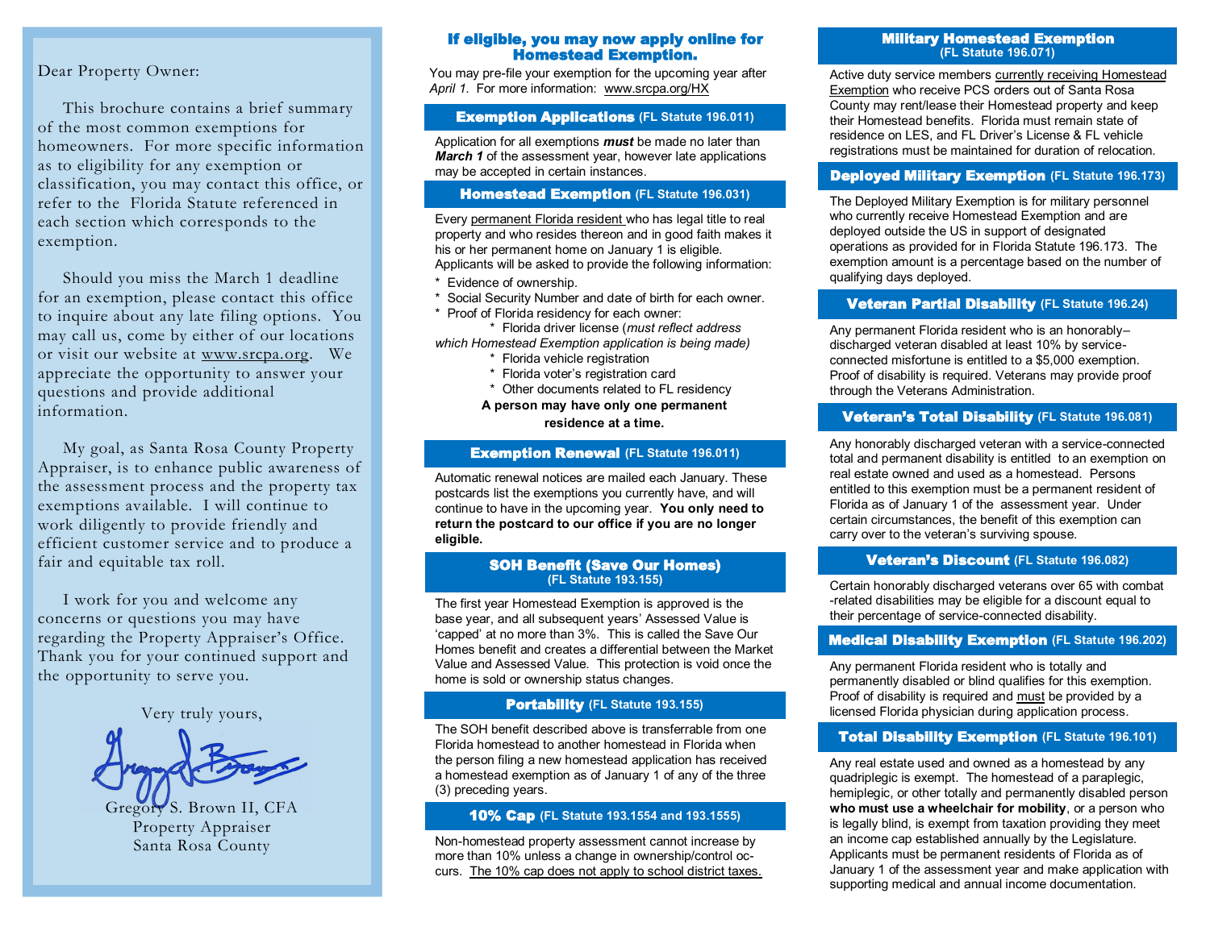Dear Property Owner:

This brochure contains a brief summary of the most common exemptions for homeowners. For more specific information as to eligibility for any exemption or classification, you may contact this office, or refer to the Florida Statute referenced in each section which corresponds to the exemption.

Should you miss the March 1 deadline for an exemption, please contact this office to inquire about any late filing options. You may call us, come by either of our locations or visit our website at www.srcpa.org. We appreciate the opportunity to answer your questions and provide additional information.

My goal, as Santa Rosa County Property Appraiser, is to enhance public awareness of the assessment process and the property tax exemptions available. I will continue to work diligently to provide friendly and efficient customer service and to produce a fair and equitable tax roll.

I work for you and welcome any concerns or questions you may have regarding the Property Appraiser's Office. Thank you for your continued support and the opportunity to serve you.

Very truly yours,

Gregory S. Brown II, CFA
Property Appraiser
Santa Rosa County

## If eligible, you may now apply online for Homestead Exemption.

You may pre-file your exemption for the upcoming year after *April 1*. For more information: www.srcpa.org/HX

## Exemption Applications (FL Statute 196.011)

Application for all exemptions ***must*** be made no later than ***March 1*** of the assessment year, however late applications may be accepted in certain instances.

## Homestead Exemption (FL Statute 196.031)

Every permanent Florida resident who has legal title to real property and who resides thereon and in good faith makes it his or her permanent home on January 1 is eligible. Applicants will be asked to provide the following information:

- Evidence of ownership.
- Social Security Number and date of birth for each owner.
- Proof of Florida residency for each owner:
  - Florida driver license (*must reflect address which Homestead Exemption application is being made)*
  - Florida vehicle registration
  - Florida voter's registration card
  - Other documents related to FL residency

**A person may have only one permanent residence at a time.**

## Exemption Renewal (FL Statute 196.011)

Automatic renewal notices are mailed each January. These postcards list the exemptions you currently have, and will continue to have in the upcoming year. **You only need to return the postcard to our office if you are no longer eligible.**

## SOH Benefit (Save Our Homes) (FL Statute 193.155)

The first year Homestead Exemption is approved is the base year, and all subsequent years' Assessed Value is 'capped' at no more than 3%. This is called the Save Our Homes benefit and creates a differential between the Market Value and Assessed Value. This protection is void once the home is sold or ownership status changes.

## Portability (FL Statute 193.155)

The SOH benefit described above is transferrable from one Florida homestead to another homestead in Florida when the person filing a new homestead application has received a homestead exemption as of January 1 of any of the three (3) preceding years.

## 10% Cap (FL Statute 193.1554 and 193.1555)

Non-homestead property assessment cannot increase by more than 10% unless a change in ownership/control occurs. The 10% cap does not apply to school district taxes.

## Military Homestead Exemption (FL Statute 196.071)

Active duty service members currently receiving Homestead Exemption who receive PCS orders out of Santa Rosa County may rent/lease their Homestead property and keep their Homestead benefits. Florida must remain state of residence on LES, and FL Driver's License & FL vehicle registrations must be maintained for duration of relocation.

## Deployed Military Exemption (FL Statute 196.173)

The Deployed Military Exemption is for military personnel who currently receive Homestead Exemption and are deployed outside the US in support of designated operations as provided for in Florida Statute 196.173. The exemption amount is a percentage based on the number of qualifying days deployed.

## Veteran Partial Disability (FL Statute 196.24)

Any permanent Florida resident who is an honorably–discharged veteran disabled at least 10% by service-connected misfortune is entitled to a $5,000 exemption. Proof of disability is required. Veterans may provide proof through the Veterans Administration.

## Veteran's Total Disability (FL Statute 196.081)

Any honorably discharged veteran with a service-connected total and permanent disability is entitled to an exemption on real estate owned and used as a homestead. Persons entitled to this exemption must be a permanent resident of Florida as of January 1 of the assessment year. Under certain circumstances, the benefit of this exemption can carry over to the veteran's surviving spouse.

## Veteran's Discount (FL Statute 196.082)

Certain honorably discharged veterans over 65 with combat-related disabilities may be eligible for a discount equal to their percentage of service-connected disability.

## Medical Disability Exemption (FL Statute 196.202)

Any permanent Florida resident who is totally and permanently disabled or blind qualifies for this exemption. Proof of disability is required and must be provided by a licensed Florida physician during application process.

## Total Disability Exemption (FL Statute 196.101)

Any real estate used and owned as a homestead by any quadriplegic is exempt. The homestead of a paraplegic, hemiplegic, or other totally and permanently disabled person **who must use a wheelchair for mobility**, or a person who is legally blind, is exempt from taxation providing they meet an income cap established annually by the Legislature. Applicants must be permanent residents of Florida as of January 1 of the assessment year and make application with supporting medical and annual income documentation.